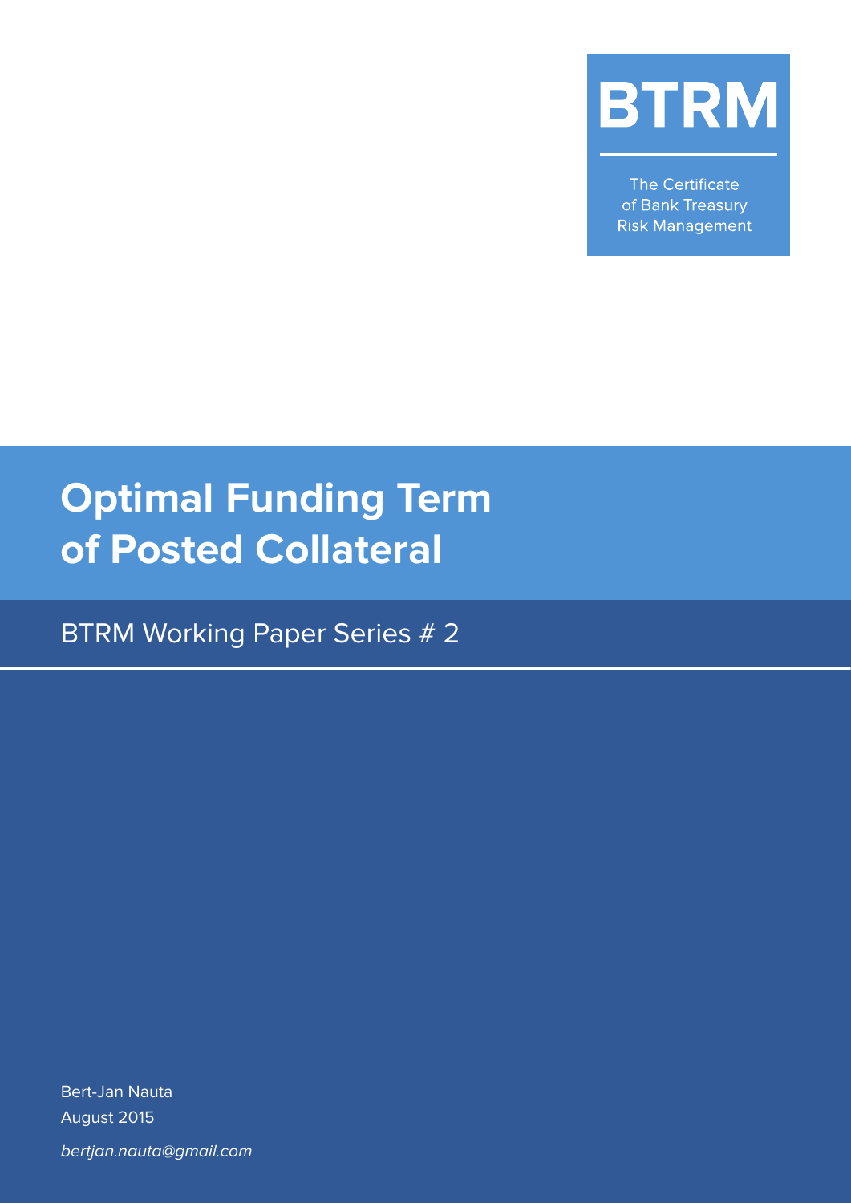BTRM

The Certificate
of Bank Treasury
Risk Management

# Optimal Funding Term of Posted Collateral

BTRM Working Paper Series # 2

Bert-Jan Nauta
August 2015

*bertjan.nauta@gmail.com*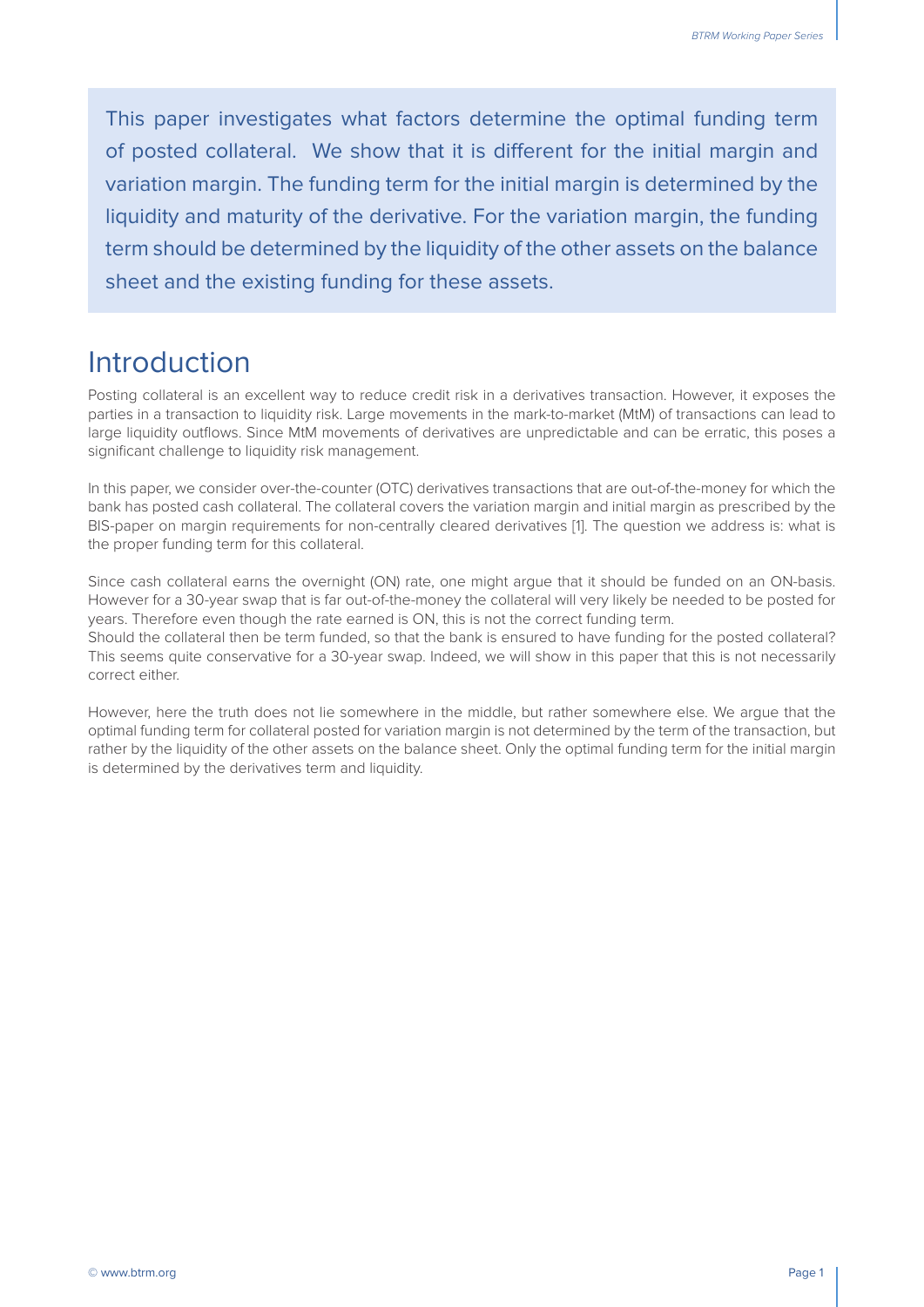This paper investigates what factors determine the optimal funding term of posted collateral. We show that it is different for the initial margin and variation margin. The funding term for the initial margin is determined by the liquidity and maturity of the derivative. For the variation margin, the funding term should be determined by the liquidity of the other assets on the balance sheet and the existing funding for these assets.

# Introduction

Posting collateral is an excellent way to reduce credit risk in a derivatives transaction. However, it exposes the parties in a transaction to liquidity risk. Large movements in the mark-to-market (MtM) of transactions can lead to large liquidity outflows. Since MtM movements of derivatives are unpredictable and can be erratic, this poses a significant challenge to liquidity risk management.

In this paper, we consider over-the-counter (OTC) derivatives transactions that are out-of-the-money for which the bank has posted cash collateral. The collateral covers the variation margin and initial margin as prescribed by the BIS-paper on margin requirements for non-centrally cleared derivatives [1]. The question we address is: what is the proper funding term for this collateral.

Since cash collateral earns the overnight (ON) rate, one might argue that it should be funded on an ON-basis. However for a 30-year swap that is far out-of-the-money the collateral will very likely be needed to be posted for years. Therefore even though the rate earned is ON, this is not the correct funding term.
Should the collateral then be term funded, so that the bank is ensured to have funding for the posted collateral? This seems quite conservative for a 30-year swap. Indeed, we will show in this paper that this is not necessarily correct either.

However, here the truth does not lie somewhere in the middle, but rather somewhere else. We argue that the optimal funding term for collateral posted for variation margin is not determined by the term of the transaction, but rather by the liquidity of the other assets on the balance sheet. Only the optimal funding term for the initial margin is determined by the derivatives term and liquidity.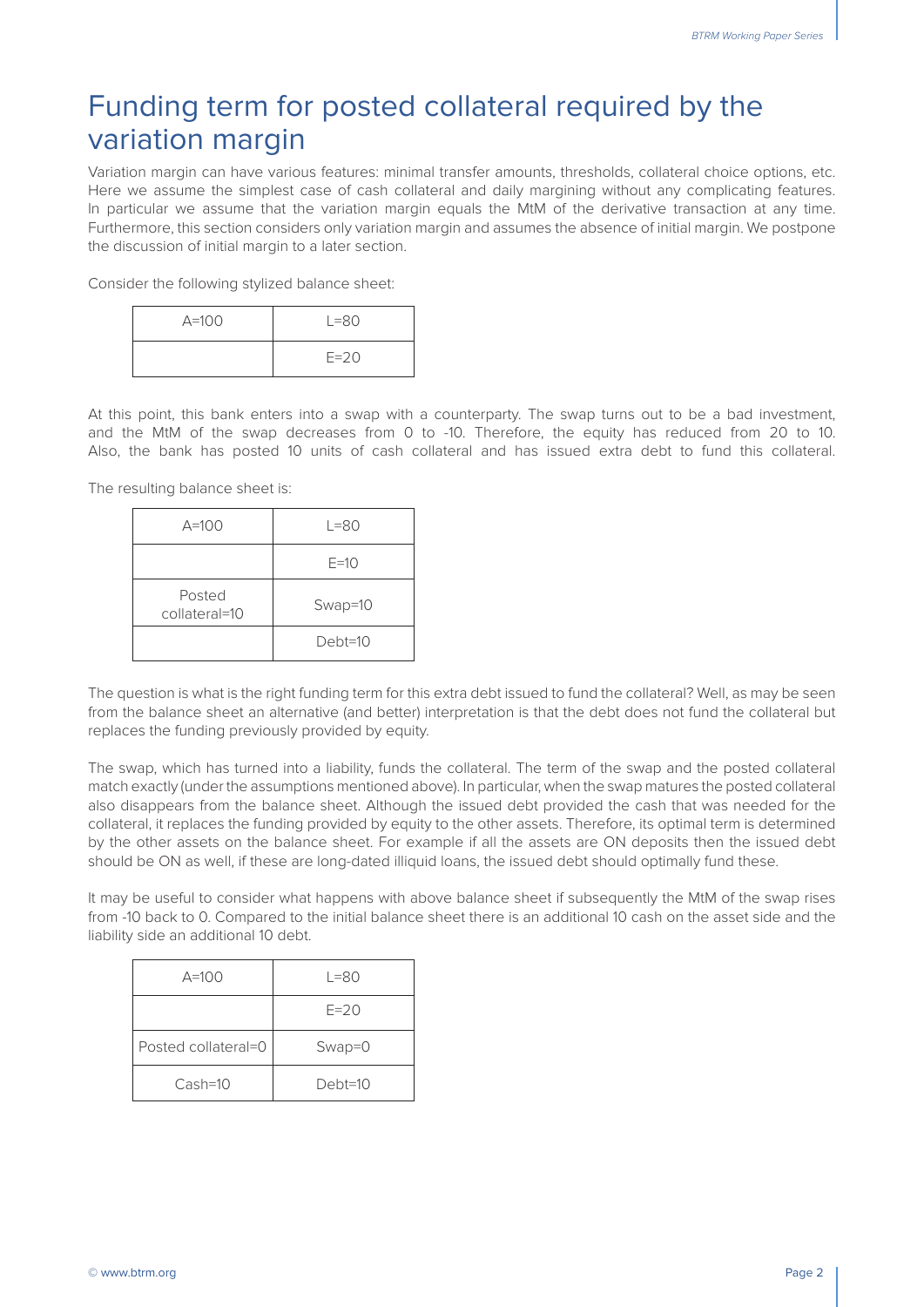# Funding term for posted collateral required by the variation margin

Variation margin can have various features: minimal transfer amounts, thresholds, collateral choice options, etc. Here we assume the simplest case of cash collateral and daily margining without any complicating features. In particular we assume that the variation margin equals the MtM of the derivative transaction at any time. Furthermore, this section considers only variation margin and assumes the absence of initial margin. We postpone the discussion of initial margin to a later section.

Consider the following stylized balance sheet:

| A=100 | L=80 |
|---|---|
| | E=20 |

At this point, this bank enters into a swap with a counterparty. The swap turns out to be a bad investment, and the MtM of the swap decreases from 0 to -10. Therefore, the equity has reduced from 20 to 10. Also, the bank has posted 10 units of cash collateral and has issued extra debt to fund this collateral.

The resulting balance sheet is:

| A=100 | L=80 |
|---|---|
| | E=10 |
| Posted collateral=10 | Swap=10 |
| | Debt=10 |

The question is what is the right funding term for this extra debt issued to fund the collateral? Well, as may be seen from the balance sheet an alternative (and better) interpretation is that the debt does not fund the collateral but replaces the funding previously provided by equity.

The swap, which has turned into a liability, funds the collateral. The term of the swap and the posted collateral match exactly (under the assumptions mentioned above). In particular, when the swap matures the posted collateral also disappears from the balance sheet. Although the issued debt provided the cash that was needed for the collateral, it replaces the funding provided by equity to the other assets. Therefore, its optimal term is determined by the other assets on the balance sheet. For example if all the assets are ON deposits then the issued debt should be ON as well, if these are long-dated illiquid loans, the issued debt should optimally fund these.

It may be useful to consider what happens with above balance sheet if subsequently the MtM of the swap rises from -10 back to 0. Compared to the initial balance sheet there is an additional 10 cash on the asset side and the liability side an additional 10 debt.

| A=100 | L=80 |
|---|---|
| | E=20 |
| Posted collateral=0 | Swap=0 |
| Cash=10 | Debt=10 |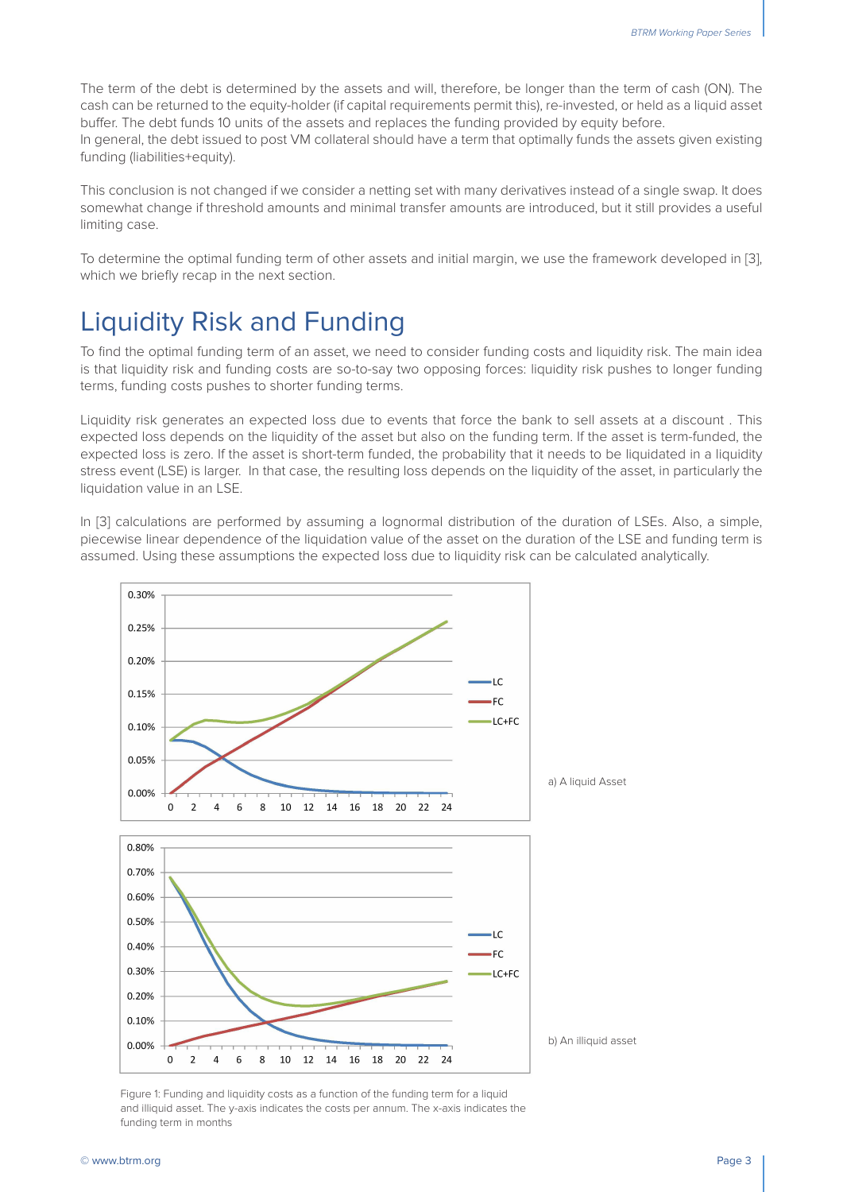The term of the debt is determined by the assets and will, therefore, be longer than the term of cash (ON). The cash can be returned to the equity-holder (if capital requirements permit this), re-invested, or held as a liquid asset buffer. The debt funds 10 units of the assets and replaces the funding provided by equity before.
In general, the debt issued to post VM collateral should have a term that optimally funds the assets given existing funding (liabilities+equity).

This conclusion is not changed if we consider a netting set with many derivatives instead of a single swap. It does somewhat change if threshold amounts and minimal transfer amounts are introduced, but it still provides a useful limiting case.

To determine the optimal funding term of other assets and initial margin, we use the framework developed in [3], which we briefly recap in the next section.

# Liquidity Risk and Funding

To find the optimal funding term of an asset, we need to consider funding costs and liquidity risk. The main idea is that liquidity risk and funding costs are so-to-say two opposing forces: liquidity risk pushes to longer funding terms, funding costs pushes to shorter funding terms.

Liquidity risk generates an expected loss due to events that force the bank to sell assets at a discount . This expected loss depends on the liquidity of the asset but also on the funding term. If the asset is term-funded, the expected loss is zero. If the asset is short-term funded, the probability that it needs to be liquidated in a liquidity stress event (LSE) is larger. In that case, the resulting loss depends on the liquidity of the asset, in particularly the liquidation value in an LSE.

In [3] calculations are performed by assuming a lognormal distribution of the duration of LSEs. Also, a simple, piecewise linear dependence of the liquidation value of the asset on the duration of the LSE and funding term is assumed. Using these assumptions the expected loss due to liquidity risk can be calculated analytically.

a) A liquid Asset

b) An illiquid asset

Figure 1: Funding and liquidity costs as a function of the funding term for a liquid and illiquid asset. The y-axis indicates the costs per annum. The x-axis indicates the funding term in months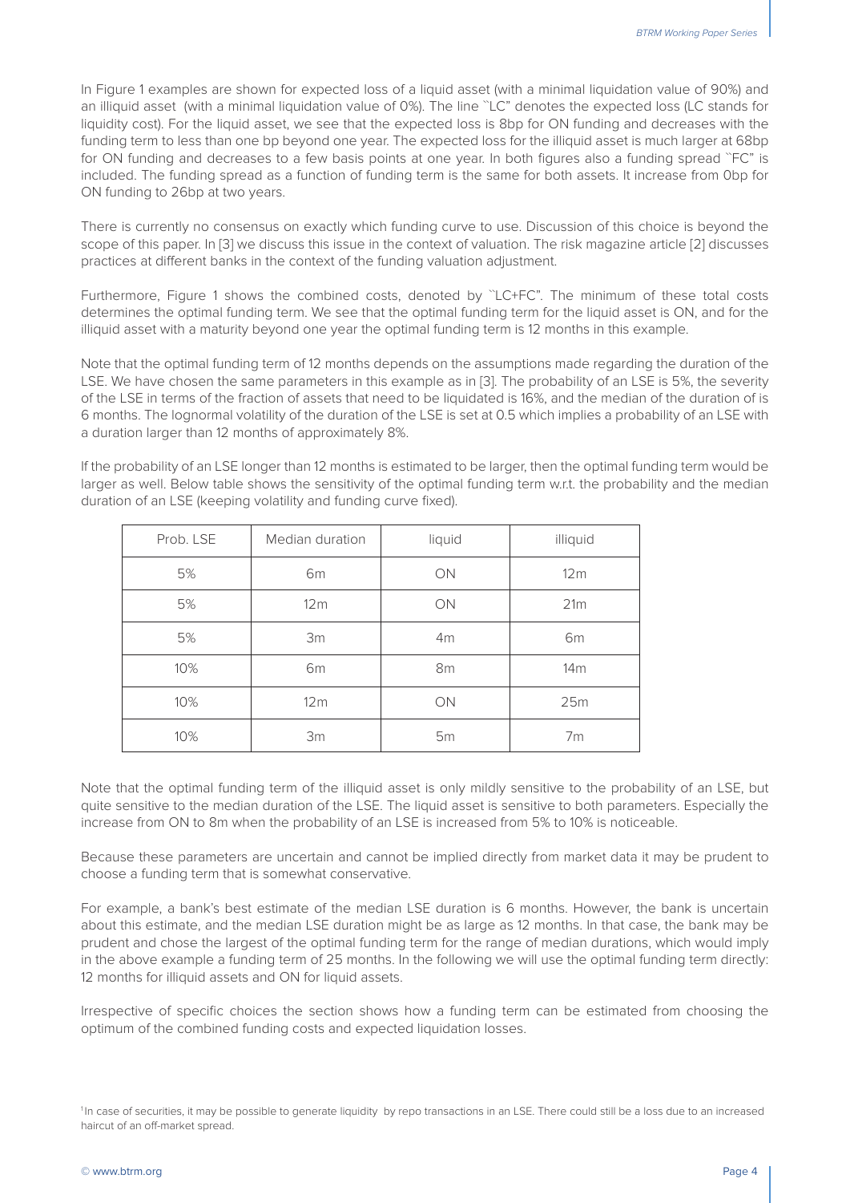In Figure 1 examples are shown for expected loss of a liquid asset (with a minimal liquidation value of 90%) and an illiquid asset (with a minimal liquidation value of 0%). The line ``LC" denotes the expected loss (LC stands for liquidity cost). For the liquid asset, we see that the expected loss is 8bp for ON funding and decreases with the funding term to less than one bp beyond one year. The expected loss for the illiquid asset is much larger at 68bp for ON funding and decreases to a few basis points at one year. In both figures also a funding spread ``FC" is included. The funding spread as a function of funding term is the same for both assets. It increase from 0bp for ON funding to 26bp at two years.

There is currently no consensus on exactly which funding curve to use. Discussion of this choice is beyond the scope of this paper. In [3] we discuss this issue in the context of valuation. The risk magazine article [2] discusses practices at different banks in the context of the funding valuation adjustment.

Furthermore, Figure 1 shows the combined costs, denoted by ``LC+FC". The minimum of these total costs determines the optimal funding term. We see that the optimal funding term for the liquid asset is ON, and for the illiquid asset with a maturity beyond one year the optimal funding term is 12 months in this example.

Note that the optimal funding term of 12 months depends on the assumptions made regarding the duration of the LSE. We have chosen the same parameters in this example as in [3]. The probability of an LSE is 5%, the severity of the LSE in terms of the fraction of assets that need to be liquidated is 16%, and the median of the duration of is 6 months. The lognormal volatility of the duration of the LSE is set at 0.5 which implies a probability of an LSE with a duration larger than 12 months of approximately 8%.

If the probability of an LSE longer than 12 months is estimated to be larger, then the optimal funding term would be larger as well. Below table shows the sensitivity of the optimal funding term w.r.t. the probability and the median duration of an LSE (keeping volatility and funding curve fixed).

| Prob. LSE | Median duration | liquid | illiquid |
|---|---|---|---|
| 5% | 6m | ON | 12m |
| 5% | 12m | ON | 21m |
| 5% | 3m | 4m | 6m |
| 10% | 6m | 8m | 14m |
| 10% | 12m | ON | 25m |
| 10% | 3m | 5m | 7m |

Note that the optimal funding term of the illiquid asset is only mildly sensitive to the probability of an LSE, but quite sensitive to the median duration of the LSE. The liquid asset is sensitive to both parameters. Especially the increase from ON to 8m when the probability of an LSE is increased from 5% to 10% is noticeable.

Because these parameters are uncertain and cannot be implied directly from market data it may be prudent to choose a funding term that is somewhat conservative.

For example, a bank's best estimate of the median LSE duration is 6 months. However, the bank is uncertain about this estimate, and the median LSE duration might be as large as 12 months. In that case, the bank may be prudent and chose the largest of the optimal funding term for the range of median durations, which would imply in the above example a funding term of 25 months. In the following we will use the optimal funding term directly: 12 months for illiquid assets and ON for liquid assets.

Irrespective of specific choices the section shows how a funding term can be estimated from choosing the optimum of the combined funding costs and expected liquidation losses.

[1] In case of securities, it may be possible to generate liquidity by repo transactions in an LSE. There could still be a loss due to an increased haircut of an off-market spread.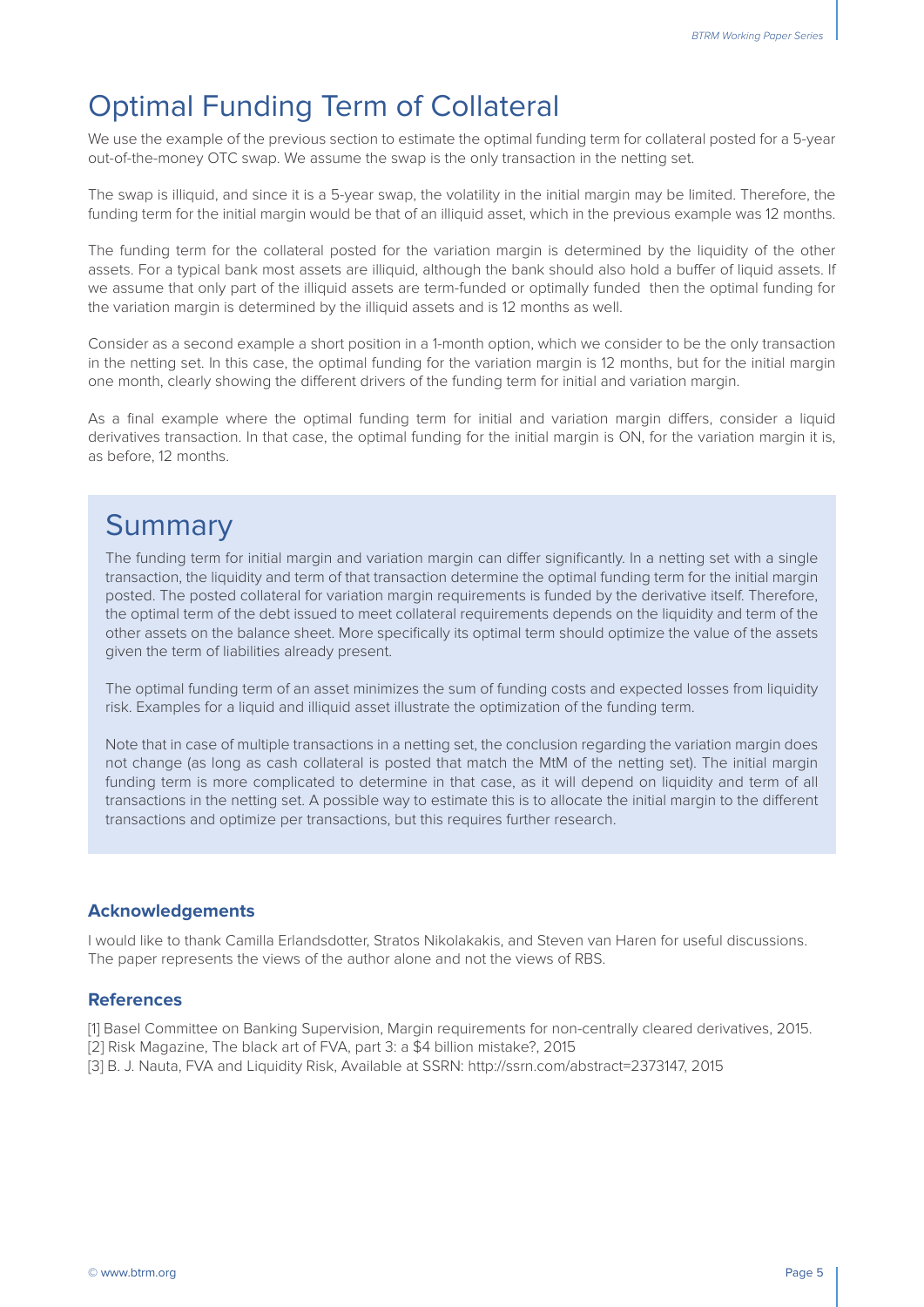# Optimal Funding Term of Collateral

We use the example of the previous section to estimate the optimal funding term for collateral posted for a 5-year out-of-the-money OTC swap. We assume the swap is the only transaction in the netting set.

The swap is illiquid, and since it is a 5-year swap, the volatility in the initial margin may be limited. Therefore, the funding term for the initial margin would be that of an illiquid asset, which in the previous example was 12 months.

The funding term for the collateral posted for the variation margin is determined by the liquidity of the other assets. For a typical bank most assets are illiquid, although the bank should also hold a buffer of liquid assets. If we assume that only part of the illiquid assets are term-funded or optimally funded then the optimal funding for the variation margin is determined by the illiquid assets and is 12 months as well.

Consider as a second example a short position in a 1-month option, which we consider to be the only transaction in the netting set. In this case, the optimal funding for the variation margin is 12 months, but for the initial margin one month, clearly showing the different drivers of the funding term for initial and variation margin.

As a final example where the optimal funding term for initial and variation margin differs, consider a liquid derivatives transaction. In that case, the optimal funding for the initial margin is ON, for the variation margin it is, as before, 12 months.

## Summary

The funding term for initial margin and variation margin can differ significantly. In a netting set with a single transaction, the liquidity and term of that transaction determine the optimal funding term for the initial margin posted. The posted collateral for variation margin requirements is funded by the derivative itself. Therefore, the optimal term of the debt issued to meet collateral requirements depends on the liquidity and term of the other assets on the balance sheet. More specifically its optimal term should optimize the value of the assets given the term of liabilities already present.

The optimal funding term of an asset minimizes the sum of funding costs and expected losses from liquidity risk. Examples for a liquid and illiquid asset illustrate the optimization of the funding term.

Note that in case of multiple transactions in a netting set, the conclusion regarding the variation margin does not change (as long as cash collateral is posted that match the MtM of the netting set). The initial margin funding term is more complicated to determine in that case, as it will depend on liquidity and term of all transactions in the netting set. A possible way to estimate this is to allocate the initial margin to the different transactions and optimize per transactions, but this requires further research.

### Acknowledgements

I would like to thank Camilla Erlandsdotter, Stratos Nikolakakis, and Steven van Haren for useful discussions. The paper represents the views of the author alone and not the views of RBS.

### References

[1] Basel Committee on Banking Supervision, Margin requirements for non-centrally cleared derivatives, 2015.
[2] Risk Magazine, The black art of FVA, part 3: a $4 billion mistake?, 2015
[3] B. J. Nauta, FVA and Liquidity Risk, Available at SSRN: http://ssrn.com/abstract=2373147, 2015